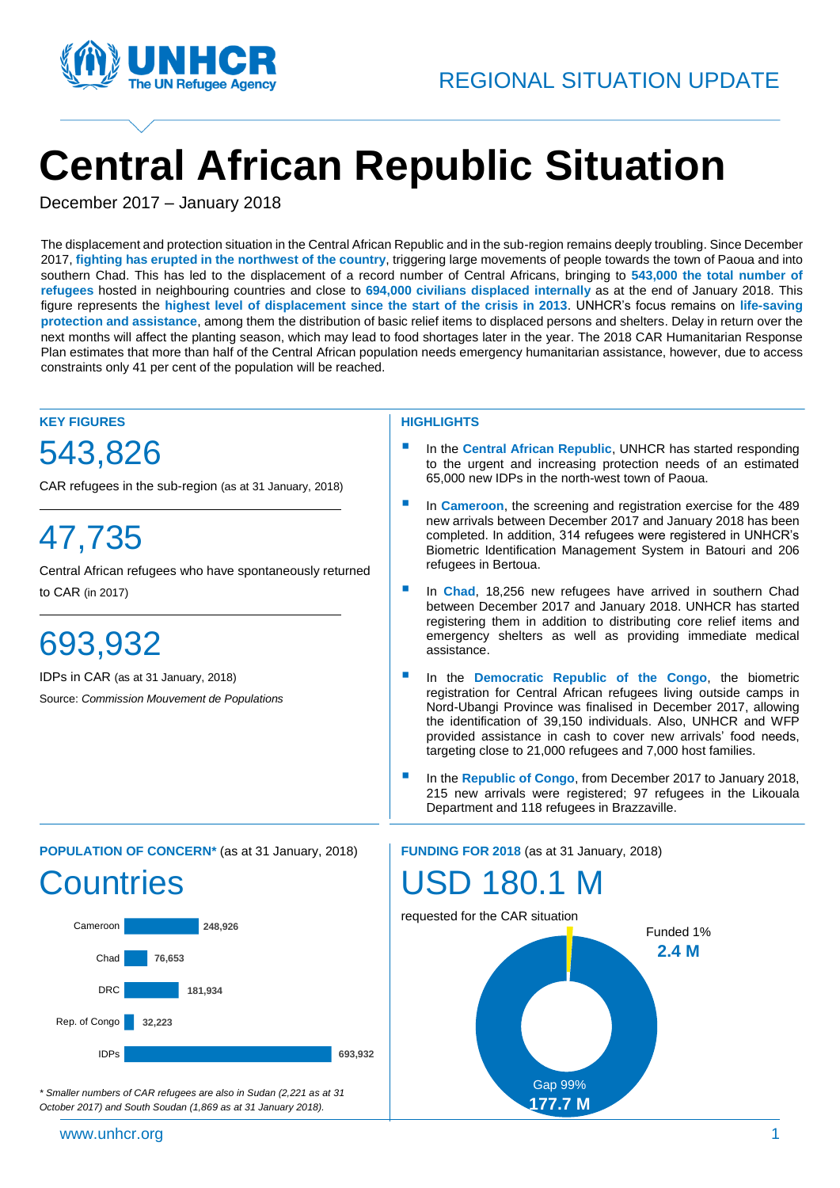REGIONAL SITUATION UPDATE

# Central African Republic Situation

December 2017 – January 2018

The displacement and protection situation in the Central African Republic and in the sub-region remains deeply troubling. Since December 2017, **fighting has erupted in the northwest of the country**, triggering large movements of people towards the town of Paoua and into southern Chad. This has led to the displacement of a record number of Central Africans, bringing to **543,000 the total number of refugees** hosted in neighbouring countries and close to **694,000 civilians displaced internally** as at the end of January 2018. This figure represents the **highest level of displacement since the start of the crisis in 2013**. UNHCR's focus remains on **life-saving protection and assistance**, among them the distribution of basic relief items to displaced persons and shelters. Delay in return over the next months will affect the planting season, which may lead to food shortages later in the year. The 2018 CAR Humanitarian Response Plan estimates that more than half of the Central African population needs emergency humanitarian assistance, however, due to access constraints only 41 per cent of the population will be reached.

## KEY FIGURES

**543,826**

CAR refugees in the sub-region (as at 31 January, 2018)

**47,735**

Central African refugees who have spontaneously returned to CAR (in 2017)

**693,932**

IDPs in CAR (as at 31 January, 2018)

Source: *Commission Mouvement de Populations*

## HIGHLIGHTS

- In the **Central African Republic**, UNHCR has started responding to the urgent and increasing protection needs of an estimated 65,000 new IDPs in the north-west town of Paoua.
- In **Cameroon**, the screening and registration exercise for the 489 new arrivals between December 2017 and January 2018 has been completed. In addition, 314 refugees were registered in UNHCR's Biometric Identification Management System in Batouri and 206 refugees in Bertoua.
- In **Chad**, 18,256 new refugees have arrived in southern Chad between December 2017 and January 2018. UNHCR has started registering them in addition to distributing core relief items and emergency shelters as well as providing immediate medical assistance.
- In the **Democratic Republic of the Congo**, the biometric registration for Central African refugees living outside camps in Nord-Ubangi Province was finalised in December 2017, allowing the identification of 39,150 individuals. Also, UNHCR and WFP provided assistance in cash to cover new arrivals' food needs, targeting close to 21,000 refugees and 7,000 host families.
- In the **Republic of Congo**, from December 2017 to January 2018, 215 new arrivals were registered; 97 refugees in the Likouala Department and 118 refugees in Brazzaville.

## POPULATION OF CONCERN* (as at 31 January, 2018)

### Countries

| Country | Population |
|---|---|
| Cameroon | 248,926 |
| Chad | 76,653 |
| DRC | 181,934 |
| Rep. of Congo | 32,223 |
| IDPs | 693,932 |

*\* Smaller numbers of CAR refugees are also in Sudan (2,221 as at 31 October 2017) and South Soudan (1,869 as at 31 January 2018).*

## FUNDING FOR 2018 (as at 31 January, 2018)

### USD 180.1 M

requested for the CAR situation

Funded 1%
**2.4 M**

Gap 99%
**177.7 M**

www.unhcr.org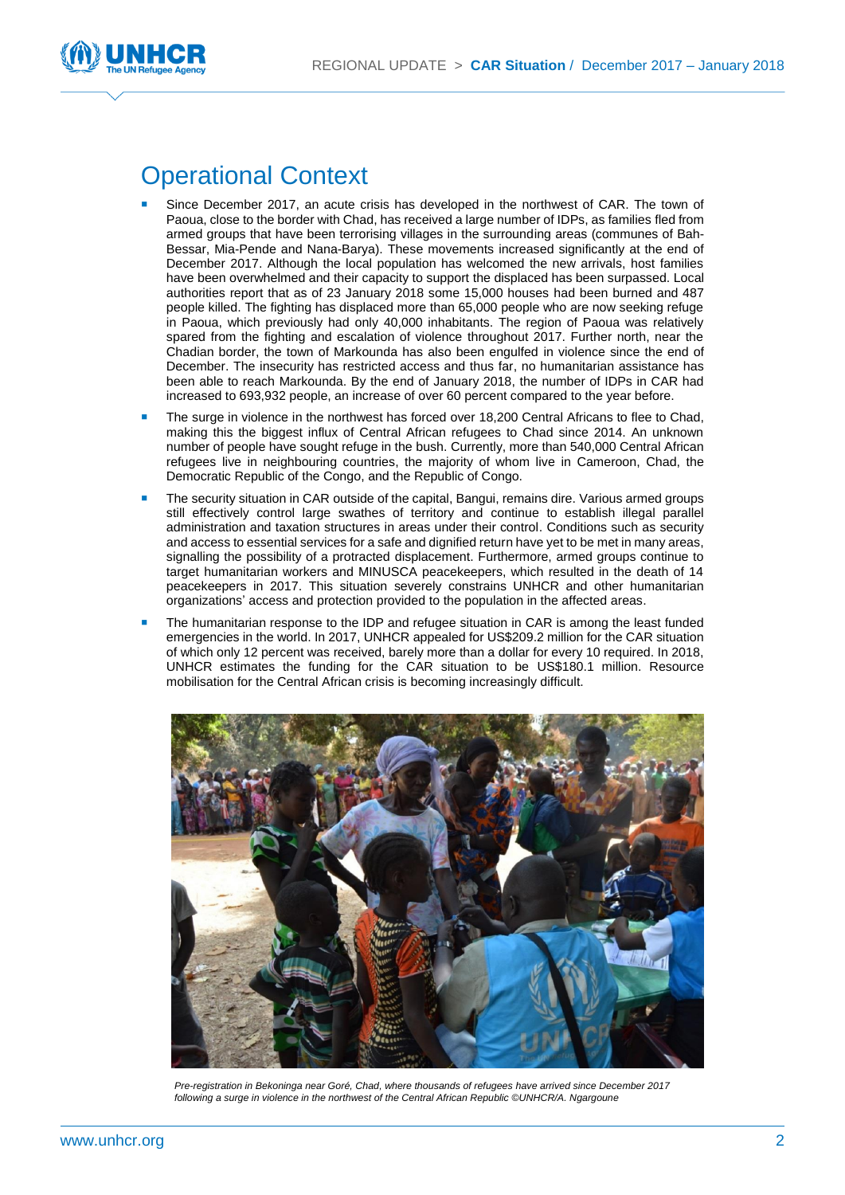# Operational Context

- Since December 2017, an acute crisis has developed in the northwest of CAR. The town of Paoua, close to the border with Chad, has received a large number of IDPs, as families fled from armed groups that have been terrorising villages in the surrounding areas (communes of Bah-Bessar, Mia-Pende and Nana-Barya). These movements increased significantly at the end of December 2017. Although the local population has welcomed the new arrivals, host families have been overwhelmed and their capacity to support the displaced has been surpassed. Local authorities report that as of 23 January 2018 some 15,000 houses had been burned and 487 people killed. The fighting has displaced more than 65,000 people who are now seeking refuge in Paoua, which previously had only 40,000 inhabitants. The region of Paoua was relatively spared from the fighting and escalation of violence throughout 2017. Further north, near the Chadian border, the town of Markounda has also been engulfed in violence since the end of December. The insecurity has restricted access and thus far, no humanitarian assistance has been able to reach Markounda. By the end of January 2018, the number of IDPs in CAR had increased to 693,932 people, an increase of over 60 percent compared to the year before.
- The surge in violence in the northwest has forced over 18,200 Central Africans to flee to Chad, making this the biggest influx of Central African refugees to Chad since 2014. An unknown number of people have sought refuge in the bush. Currently, more than 540,000 Central African refugees live in neighbouring countries, the majority of whom live in Cameroon, Chad, the Democratic Republic of the Congo, and the Republic of Congo.
- The security situation in CAR outside of the capital, Bangui, remains dire. Various armed groups still effectively control large swathes of territory and continue to establish illegal parallel administration and taxation structures in areas under their control. Conditions such as security and access to essential services for a safe and dignified return have yet to be met in many areas, signalling the possibility of a protracted displacement. Furthermore, armed groups continue to target humanitarian workers and MINUSCA peacekeepers, which resulted in the death of 14 peacekeepers in 2017. This situation severely constrains UNHCR and other humanitarian organizations' access and protection provided to the population in the affected areas.
- The humanitarian response to the IDP and refugee situation in CAR is among the least funded emergencies in the world. In 2017, UNHCR appealed for US$209.2 million for the CAR situation of which only 12 percent was received, barely more than a dollar for every 10 required. In 2018, UNHCR estimates the funding for the CAR situation to be US$180.1 million. Resource mobilisation for the Central African crisis is becoming increasingly difficult.

*Pre-registration in Bekoninga near Goré, Chad, where thousands of refugees have arrived since December 2017 following a surge in violence in the northwest of the Central African Republic ©UNHCR/A. Ngargoune*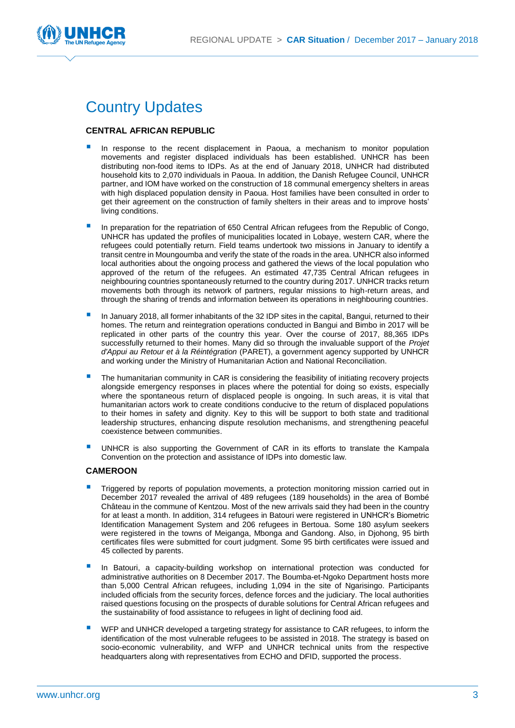# Country Updates

## CENTRAL AFRICAN REPUBLIC

- In response to the recent displacement in Paoua, a mechanism to monitor population movements and register displaced individuals has been established. UNHCR has been distributing non-food items to IDPs. As at the end of January 2018, UNHCR had distributed household kits to 2,070 individuals in Paoua. In addition, the Danish Refugee Council, UNHCR partner, and IOM have worked on the construction of 18 communal emergency shelters in areas with high displaced population density in Paoua. Host families have been consulted in order to get their agreement on the construction of family shelters in their areas and to improve hosts' living conditions.
- In preparation for the repatriation of 650 Central African refugees from the Republic of Congo, UNHCR has updated the profiles of municipalities located in Lobaye, western CAR, where the refugees could potentially return. Field teams undertook two missions in January to identify a transit centre in Moungoumba and verify the state of the roads in the area. UNHCR also informed local authorities about the ongoing process and gathered the views of the local population who approved of the return of the refugees. An estimated 47,735 Central African refugees in neighbouring countries spontaneously returned to the country during 2017. UNHCR tracks return movements both through its network of partners, regular missions to high-return areas, and through the sharing of trends and information between its operations in neighbouring countries.
- In January 2018, all former inhabitants of the 32 IDP sites in the capital, Bangui, returned to their homes. The return and reintegration operations conducted in Bangui and Bimbo in 2017 will be replicated in other parts of the country this year. Over the course of 2017, 88,365 IDPs successfully returned to their homes. Many did so through the invaluable support of the *Projet d'Appui au Retour et à la Réintégration* (PARET), a government agency supported by UNHCR and working under the Ministry of Humanitarian Action and National Reconciliation.
- The humanitarian community in CAR is considering the feasibility of initiating recovery projects alongside emergency responses in places where the potential for doing so exists, especially where the spontaneous return of displaced people is ongoing. In such areas, it is vital that humanitarian actors work to create conditions conducive to the return of displaced populations to their homes in safety and dignity. Key to this will be support to both state and traditional leadership structures, enhancing dispute resolution mechanisms, and strengthening peaceful coexistence between communities.
- UNHCR is also supporting the Government of CAR in its efforts to translate the Kampala Convention on the protection and assistance of IDPs into domestic law.

## CAMEROON

- Triggered by reports of population movements, a protection monitoring mission carried out in December 2017 revealed the arrival of 489 refugees (189 households) in the area of Bombé Château in the commune of Kentzou. Most of the new arrivals said they had been in the country for at least a month. In addition, 314 refugees in Batouri were registered in UNHCR's Biometric Identification Management System and 206 refugees in Bertoua. Some 180 asylum seekers were registered in the towns of Meiganga, Mbonga and Gandong. Also, in Djohong, 95 birth certificates files were submitted for court judgment. Some 95 birth certificates were issued and 45 collected by parents.
- In Batouri, a capacity-building workshop on international protection was conducted for administrative authorities on 8 December 2017. The Boumba-et-Ngoko Department hosts more than 5,000 Central African refugees, including 1,094 in the site of Ngarisingo. Participants included officials from the security forces, defence forces and the judiciary. The local authorities raised questions focusing on the prospects of durable solutions for Central African refugees and the sustainability of food assistance to refugees in light of declining food aid.
- WFP and UNHCR developed a targeting strategy for assistance to CAR refugees, to inform the identification of the most vulnerable refugees to be assisted in 2018. The strategy is based on socio-economic vulnerability, and WFP and UNHCR technical units from the respective headquarters along with representatives from ECHO and DFID, supported the process.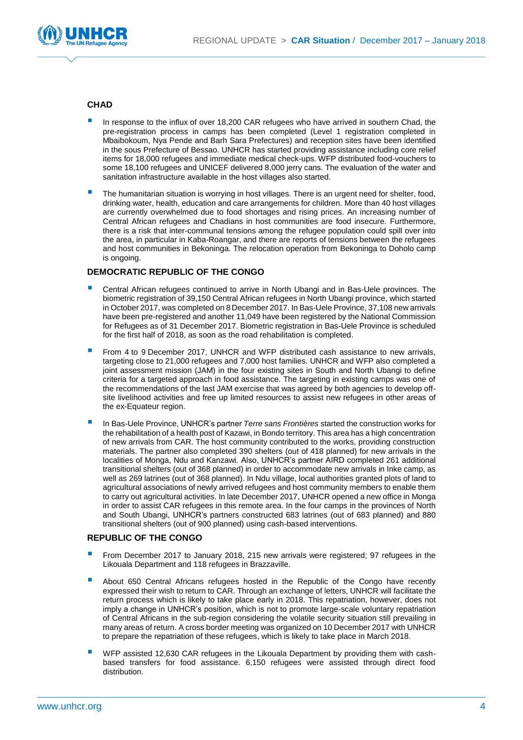## CHAD

- In response to the influx of over 18,200 CAR refugees who have arrived in southern Chad, the pre-registration process in camps has been completed (Level 1 registration completed in Mbaibokoum, Nya Pende and Barh Sara Prefectures) and reception sites have been identified in the sous Prefecture of Bessao. UNHCR has started providing assistance including core relief items for 18,000 refugees and immediate medical check-ups. WFP distributed food-vouchers to some 18,100 refugees and UNICEF delivered 8,000 jerry cans. The evaluation of the water and sanitation infrastructure available in the host villages also started.
- The humanitarian situation is worrying in host villages. There is an urgent need for shelter, food, drinking water, health, education and care arrangements for children. More than 40 host villages are currently overwhelmed due to food shortages and rising prices. An increasing number of Central African refugees and Chadians in host communities are food insecure. Furthermore, there is a risk that inter-communal tensions among the refugee population could spill over into the area, in particular in Kaba-Roangar, and there are reports of tensions between the refugees and host communities in Bekoninga. The relocation operation from Bekoninga to Doholo camp is ongoing.

## DEMOCRATIC REPUBLIC OF THE CONGO

- Central African refugees continued to arrive in North Ubangi and in Bas-Uele provinces. The biometric registration of 39,150 Central African refugees in North Ubangi province, which started in October 2017, was completed on 8 December 2017. In Bas-Uele Province, 37,108 new arrivals have been pre-registered and another 11,049 have been registered by the National Commission for Refugees as of 31 December 2017. Biometric registration in Bas-Uele Province is scheduled for the first half of 2018, as soon as the road rehabilitation is completed.
- From 4 to 9 December 2017, UNHCR and WFP distributed cash assistance to new arrivals, targeting close to 21,000 refugees and 7,000 host families. UNHCR and WFP also completed a joint assessment mission (JAM) in the four existing sites in South and North Ubangi to define criteria for a targeted approach in food assistance. The targeting in existing camps was one of the recommendations of the last JAM exercise that was agreed by both agencies to develop off-site livelihood activities and free up limited resources to assist new refugees in other areas of the ex-Equateur region.
- In Bas-Uele Province, UNHCR's partner *Terre sans Frontières* started the construction works for the rehabilitation of a health post of Kazawi, in Bondo territory. This area has a high concentration of new arrivals from CAR. The host community contributed to the works, providing construction materials. The partner also completed 390 shelters (out of 418 planned) for new arrivals in the localities of Monga, Ndu and Kanzawi. Also, UNHCR's partner AIRD completed 261 additional transitional shelters (out of 368 planned) in order to accommodate new arrivals in Inke camp, as well as 269 latrines (out of 368 planned). In Ndu village, local authorities granted plots of land to agricultural associations of newly arrived refugees and host community members to enable them to carry out agricultural activities. In late December 2017, UNHCR opened a new office in Monga in order to assist CAR refugees in this remote area. In the four camps in the provinces of North and South Ubangi, UNHCR's partners constructed 683 latrines (out of 683 planned) and 880 transitional shelters (out of 900 planned) using cash-based interventions.

## REPUBLIC OF THE CONGO

- From December 2017 to January 2018, 215 new arrivals were registered; 97 refugees in the Likouala Department and 118 refugees in Brazzaville.
- About 650 Central Africans refugees hosted in the Republic of the Congo have recently expressed their wish to return to CAR. Through an exchange of letters, UNHCR will facilitate the return process which is likely to take place early in 2018. This repatriation, however, does not imply a change in UNHCR's position, which is not to promote large-scale voluntary repatriation of Central Africans in the sub-region considering the volatile security situation still prevailing in many areas of return. A cross border meeting was organized on 10 December 2017 with UNHCR to prepare the repatriation of these refugees, which is likely to take place in March 2018.
- WFP assisted 12,630 CAR refugees in the Likouala Department by providing them with cash-based transfers for food assistance. 6,150 refugees were assisted through direct food distribution.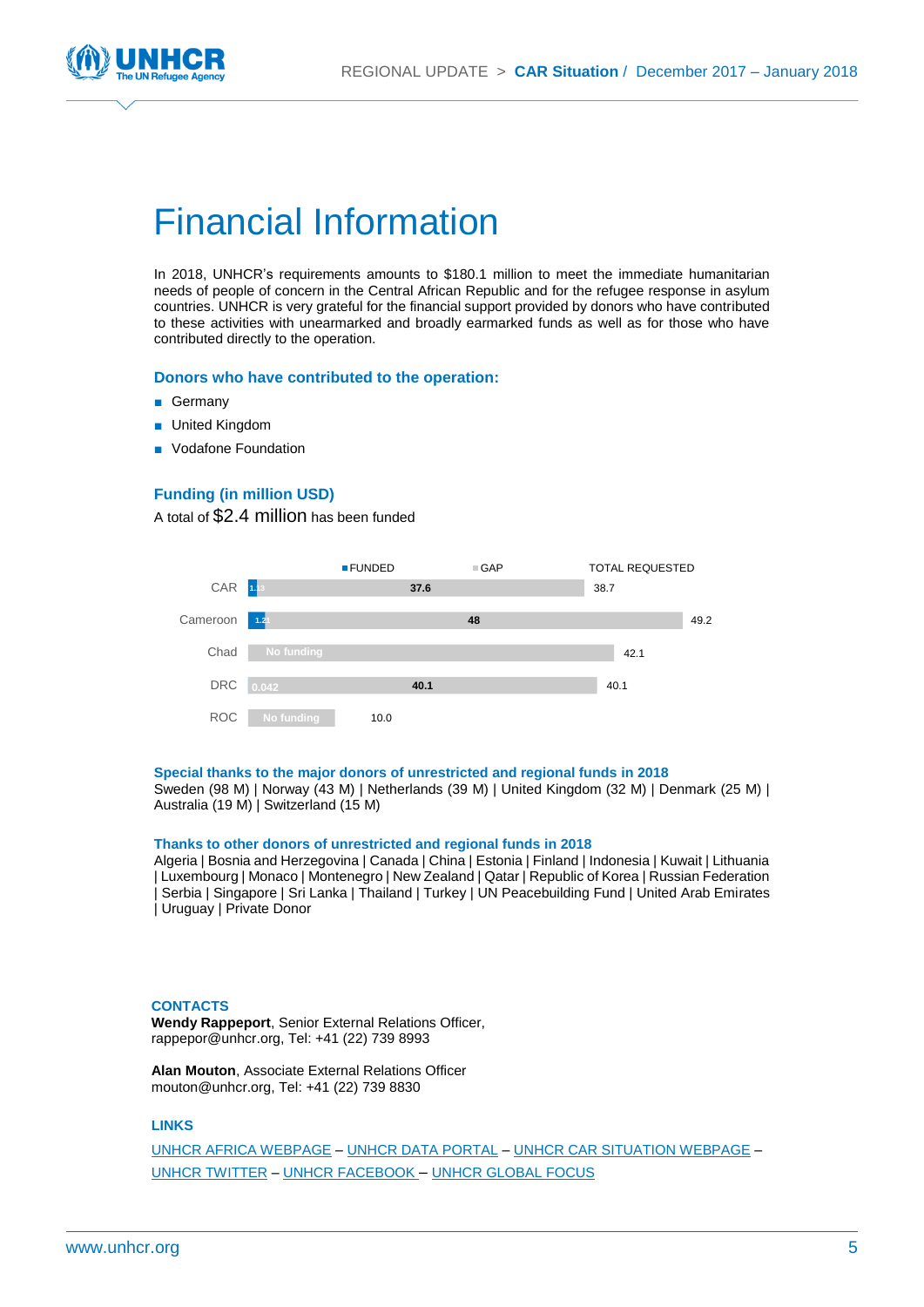# Financial Information

In 2018, UNHCR's requirements amounts to $180.1 million to meet the immediate humanitarian needs of people of concern in the Central African Republic and for the refugee response in asylum countries. UNHCR is very grateful for the financial support provided by donors who have contributed to these activities with unearmarked and broadly earmarked funds as well as for those who have contributed directly to the operation.

### Donors who have contributed to the operation:

- Germany
- United Kingdom
- Vodafone Foundation

### Funding (in million USD)

A total of $2.4 million has been funded

| | FUNDED | GAP | TOTAL REQUESTED |
|---|---|---|---|
| CAR | 1.13 | 37.6 | 38.7 |
| Cameroon | 1.21 | 48 | 49.2 |
| Chad | No funding | | 42.1 |
| DRC | 0.042 | 40.1 | 40.1 |
| ROC | No funding | | 10.0 |

### Special thanks to the major donors of unrestricted and regional funds in 2018

Sweden (98 M) | Norway (43 M) | Netherlands (39 M) | United Kingdom (32 M) | Denmark (25 M) | Australia (19 M) | Switzerland (15 M)

### Thanks to other donors of unrestricted and regional funds in 2018

Algeria | Bosnia and Herzegovina | Canada | China | Estonia | Finland | Indonesia | Kuwait | Lithuania | Luxembourg | Monaco | Montenegro | New Zealand | Qatar | Republic of Korea | Russian Federation | Serbia | Singapore | Sri Lanka | Thailand | Turkey | UN Peacebuilding Fund | United Arab Emirates | Uruguay | Private Donor

### CONTACTS

**Wendy Rappeport**, Senior External Relations Officer,
rappepor@unhcr.org, Tel: +41 (22) 739 8993

**Alan Mouton**, Associate External Relations Officer
mouton@unhcr.org, Tel: +41 (22) 739 8830

### LINKS

UNHCR AFRICA WEBPAGE – UNHCR DATA PORTAL – UNHCR CAR SITUATION WEBPAGE – UNHCR TWITTER – UNHCR FACEBOOK – UNHCR GLOBAL FOCUS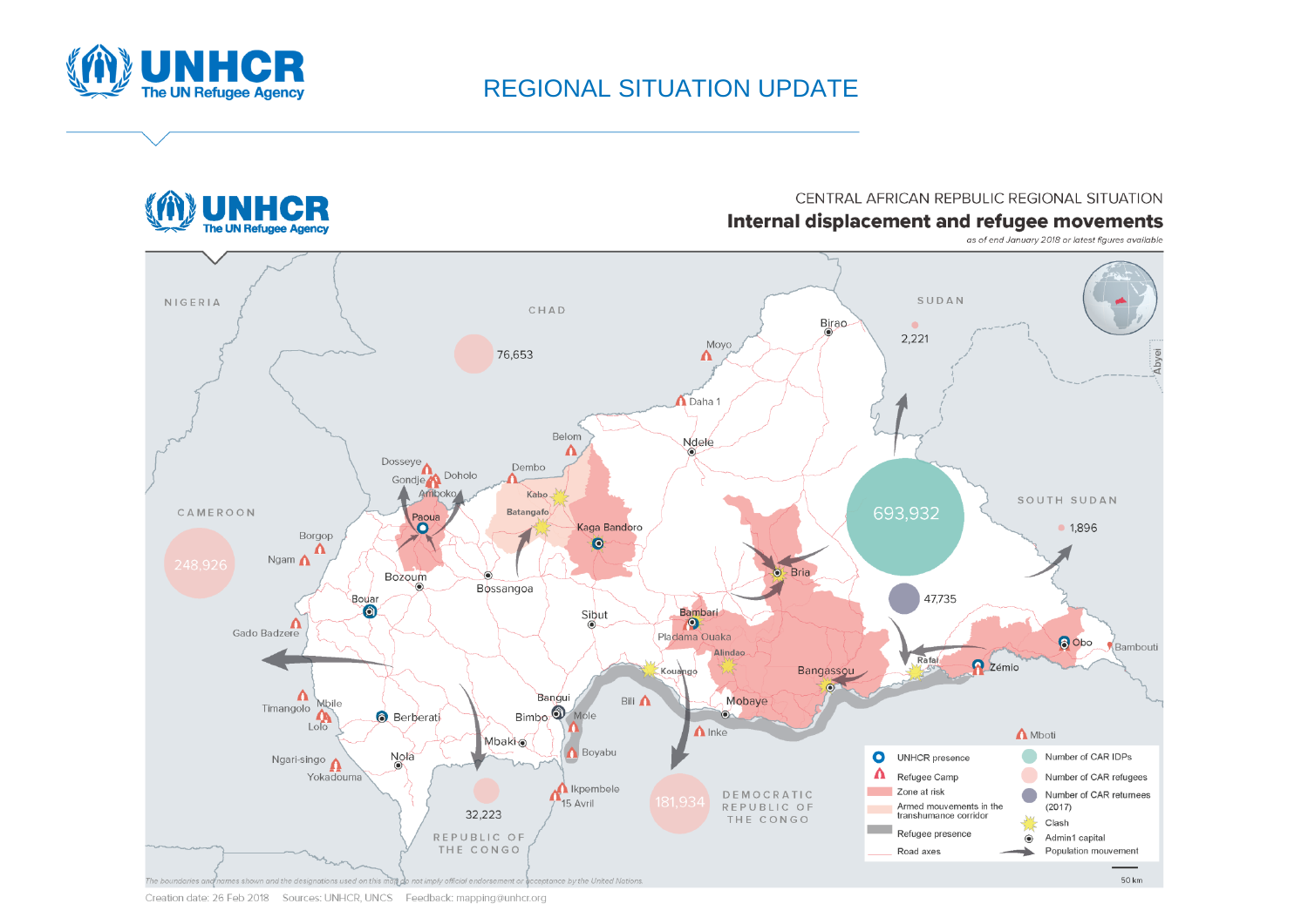# REGIONAL SITUATION UPDATE

CENTRAL AFRICAN REPBULIC REGIONAL SITUATION

## Internal displacement and refugee movements

*as of end January 2018 or latest figures available*

NIGERIA
CHAD
SUDAN
CAMEROON
SOUTH SUDAN
REPUBLIC OF THE CONGO
DEMOCRATIC REPUBLIC OF THE CONGO

76,653
2,221
248,926
693,932
1,896
47,735
181,934
32,223

Birao
Moyo
Daha 1
Belom
Ndele
Dosseye
Gondje
Doholo
Amboko
Dembo
Kabo
Batangafo
Paoua
Kaga Bandoro
Borgop
Ngam
Bozoum
Bossangoa
Bria
Bouar
Gado Badzere
Sibut
Bambari
Pladama Ouaka
Alindao
Kouango
Bangassou
Rafai
Zémio
Obo
Bambouti
Mobaye
Bangui
Bili
Bimbo
Mole
Inke
Timangolo
Mbile
Lolo
Berberati
Mbaki
Boyabu
Ngari-singo
Nola
Yokadouma
Ikpembele
15 Avril
Mboti
Abyei

UNHCR presence
Refugee Camp
Zone at risk
Armed movements in the transhumance corridor
Refugee presence
Road axes
Number of CAR IDPs
Number of CAR refugees
Number of CAR returnees (2017)
Clash
Admin1 capital
Population mouvement

50 km

*The boundaries and names shown and the designations used on this map do not imply official endorsement or acceptance by the United Nations.*

Creation date: 26 Feb 2018 Sources: UNHCR, UNCS Feedback: mapping@unhcr.org